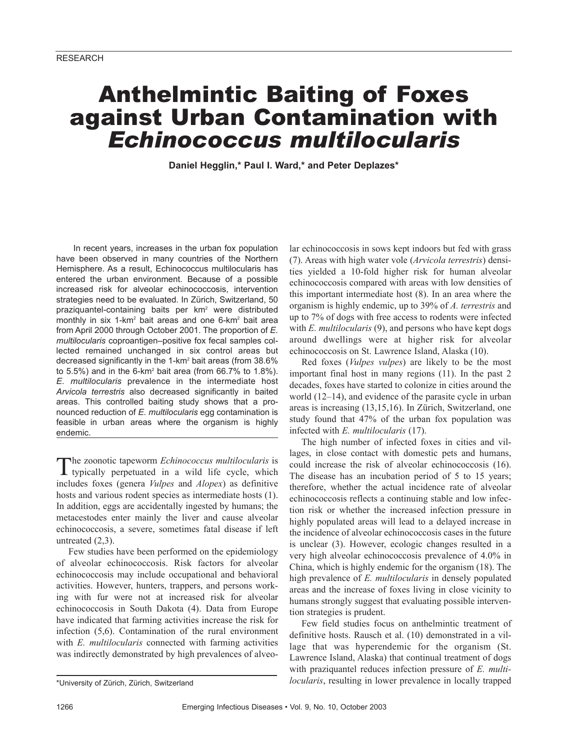RESEARCH

# Anthelmintic Baiting of Foxes against Urban Contamination with *Echinococcus multilocularis*

**Daniel Hegglin,* Paul I. Ward,* and Peter Deplazes***

In recent years, increases in the urban fox population have been observed in many countries of the Northern Hemisphere. As a result, Echinococcus multilocularis has entered the urban environment. Because of a possible increased risk for alveolar echinococcosis, intervention strategies need to be evaluated. In Zürich, Switzerland, 50 praziquantel-containing baits per km$^2$ were distributed monthly in six 1-km$^2$ bait areas and one 6-km$^2$ bait area from April 2000 through October 2001. The proportion of *E. multilocularis* coproantigen–positive fox fecal samples collected remained unchanged in six control areas but decreased significantly in the 1-km$^2$ bait areas (from 38.6% to 5.5%) and in the 6-km$^2$ bait area (from 66.7% to 1.8%). *E. multilocularis* prevalence in the intermediate host *Arvicola terrestris* also decreased significantly in baited areas. This controlled baiting study shows that a pronounced reduction of *E. multilocularis* egg contamination is feasible in urban areas where the organism is highly endemic.

The zoonotic tapeworm *Echinococcus multilocularis* is typically perpetuated in a wild life cycle, which includes foxes (genera *Vulpes* and *Alopex*) as definitive hosts and various rodent species as intermediate hosts (1). In addition, eggs are accidentally ingested by humans; the metacestodes enter mainly the liver and cause alveolar echinococcosis, a severe, sometimes fatal disease if left untreated (2,3).

Few studies have been performed on the epidemiology of alveolar echinococcosis. Risk factors for alveolar echinococcosis may include occupational and behavioral activities. However, hunters, trappers, and persons working with fur were not at increased risk for alveolar echinococcosis in South Dakota (4). Data from Europe have indicated that farming activities increase the risk for infection (5,6). Contamination of the rural environment with *E. multilocularis* connected with farming activities was indirectly demonstrated by high prevalences of alveolar echinococcosis in sows kept indoors but fed with grass (7). Areas with high water vole (*Arvicola terrestris*) densities yielded a 10-fold higher risk for human alveolar echinococcosis compared with areas with low densities of this important intermediate host (8). In an area where the organism is highly endemic, up to 39% of *A. terrestris* and up to 7% of dogs with free access to rodents were infected with *E. multilocularis* (9), and persons who have kept dogs around dwellings were at higher risk for alveolar echinococcosis on St. Lawrence Island, Alaska (10).

Red foxes (*Vulpes vulpes*) are likely to be the most important final host in many regions (11). In the past 2 decades, foxes have started to colonize in cities around the world (12–14), and evidence of the parasite cycle in urban areas is increasing (13,15,16). In Zürich, Switzerland, one study found that 47% of the urban fox population was infected with *E. multilocularis* (17).

The high number of infected foxes in cities and villages, in close contact with domestic pets and humans, could increase the risk of alveolar echinococcosis (16). The disease has an incubation period of 5 to 15 years; therefore, whether the actual incidence rate of alveolar echinococcosis reflects a continuing stable and low infection risk or whether the increased infection pressure in highly populated areas will lead to a delayed increase in the incidence of alveolar echinococcosis cases in the future is unclear (3). However, ecologic changes resulted in a very high alveolar echinococcosis prevalence of 4.0% in China, which is highly endemic for the organism (18). The high prevalence of *E. multilocularis* in densely populated areas and the increase of foxes living in close vicinity to humans strongly suggest that evaluating possible intervention strategies is prudent.

Few field studies focus on anthelmintic treatment of definitive hosts. Rausch et al. (10) demonstrated in a village that was hyperendemic for the organism (St. Lawrence Island, Alaska) that continual treatment of dogs with praziquantel reduces infection pressure of *E. multilocularis*, resulting in lower prevalence in locally trapped

*University of Zürich, Zürich, Switzerland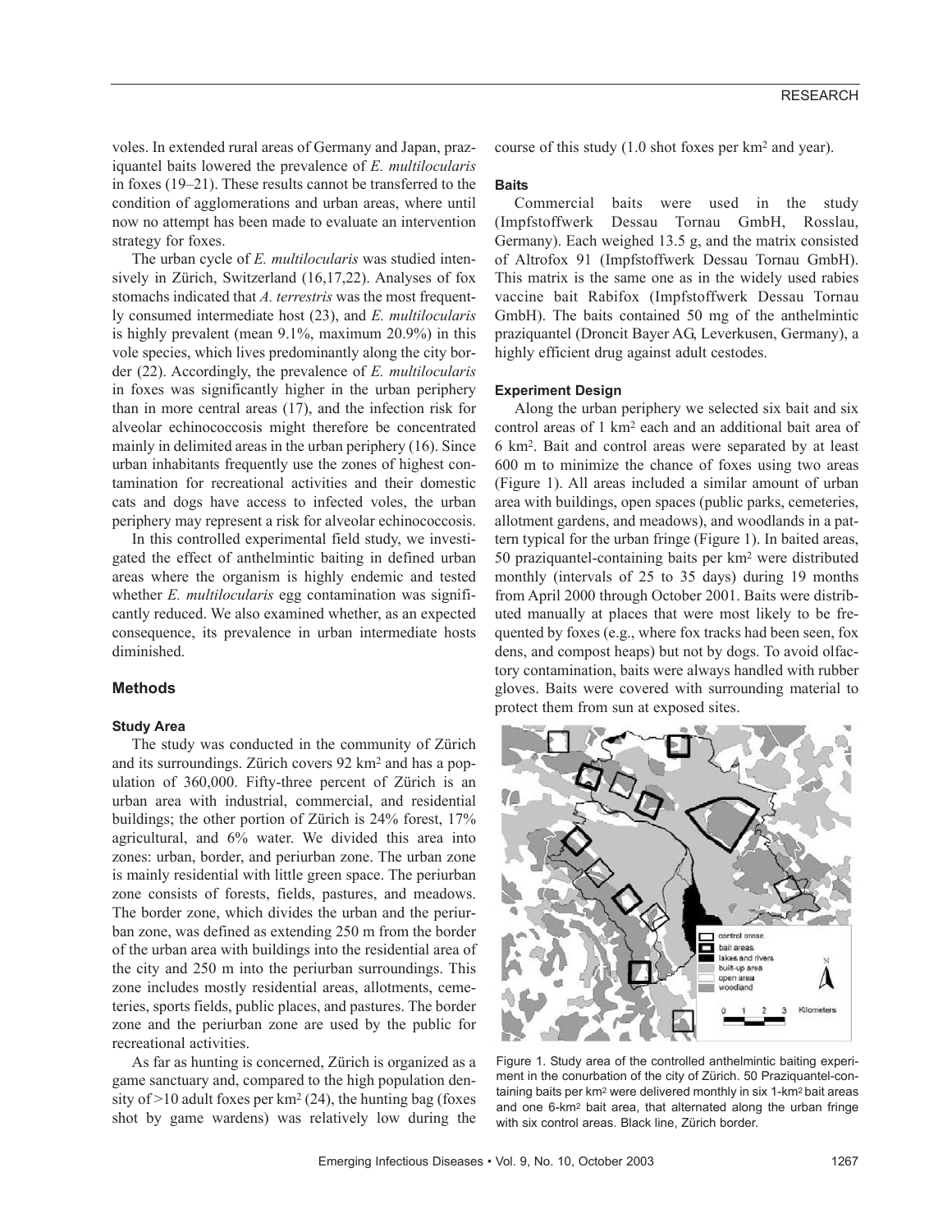voles. In extended rural areas of Germany and Japan, praziquantel baits lowered the prevalence of *E. multilocularis* in foxes (19–21). These results cannot be transferred to the condition of agglomerations and urban areas, where until now no attempt has been made to evaluate an intervention strategy for foxes.

The urban cycle of *E. multilocularis* was studied intensively in Zürich, Switzerland (16,17,22). Analyses of fox stomachs indicated that *A. terrestris* was the most frequently consumed intermediate host (23), and *E. multilocularis* is highly prevalent (mean 9.1%, maximum 20.9%) in this vole species, which lives predominantly along the city border (22). Accordingly, the prevalence of *E. multilocularis* in foxes was significantly higher in the urban periphery than in more central areas (17), and the infection risk for alveolar echinococcosis might therefore be concentrated mainly in delimited areas in the urban periphery (16). Since urban inhabitants frequently use the zones of highest contamination for recreational activities and their domestic cats and dogs have access to infected voles, the urban periphery may represent a risk for alveolar echinococcosis.

In this controlled experimental field study, we investigated the effect of anthelmintic baiting in defined urban areas where the organism is highly endemic and tested whether *E. multilocularis* egg contamination was significantly reduced. We also examined whether, as an expected consequence, its prevalence in urban intermediate hosts diminished.

## Methods

### Study Area

The study was conducted in the community of Zürich and its surroundings. Zürich covers 92 km$^2$ and has a population of 360,000. Fifty-three percent of Zürich is an urban area with industrial, commercial, and residential buildings; the other portion of Zürich is 24% forest, 17% agricultural, and 6% water. We divided this area into zones: urban, border, and periurban zone. The urban zone is mainly residential with little green space. The periurban zone consists of forests, fields, pastures, and meadows. The border zone, which divides the urban and the periurban zone, was defined as extending 250 m from the border of the urban area with buildings into the residential area of the city and 250 m into the periurban surroundings. This zone includes mostly residential areas, allotments, cemeteries, sports fields, public places, and pastures. The border zone and the periurban zone are used by the public for recreational activities.

As far as hunting is concerned, Zürich is organized as a game sanctuary and, compared to the high population density of >10 adult foxes per km$^2$ (24), the hunting bag (foxes shot by game wardens) was relatively low during the course of this study (1.0 shot foxes per km$^2$ and year).

### Baits

Commercial baits were used in the study (Impfstoffwerk Dessau Tornau GmbH, Rosslau, Germany). Each weighed 13.5 g, and the matrix consisted of Altrofox 91 (Impfstoffwerk Dessau Tornau GmbH). This matrix is the same one as in the widely used rabies vaccine bait Rabifox (Impfstoffwerk Dessau Tornau GmbH). The baits contained 50 mg of the anthelmintic praziquantel (Droncit Bayer AG, Leverkusen, Germany), a highly efficient drug against adult cestodes.

### Experiment Design

Along the urban periphery we selected six bait and six control areas of 1 km$^2$ each and an additional bait area of 6 km$^2$. Bait and control areas were separated by at least 600 m to minimize the chance of foxes using two areas (Figure 1). All areas included a similar amount of urban area with buildings, open spaces (public parks, cemeteries, allotment gardens, and meadows), and woodlands in a pattern typical for the urban fringe (Figure 1). In baited areas, 50 praziquantel-containing baits per km$^2$ were distributed monthly (intervals of 25 to 35 days) during 19 months from April 2000 through October 2001. Baits were distributed manually at places that were most likely to be frequented by foxes (e.g., where fox tracks had been seen, fox dens, and compost heaps) but not by dogs. To avoid olfactory contamination, baits were always handled with rubber gloves. Baits were covered with surrounding material to protect them from sun at exposed sites.

Figure 1. Study area of the controlled anthelmintic baiting experiment in the conurbation of the city of Zürich. 50 Praziquantel-containing baits per km$^2$ were delivered monthly in six 1-km$^2$ bait areas and one 6-km$^2$ bait area, that alternated along the urban fringe with six control areas. Black line, Zürich border.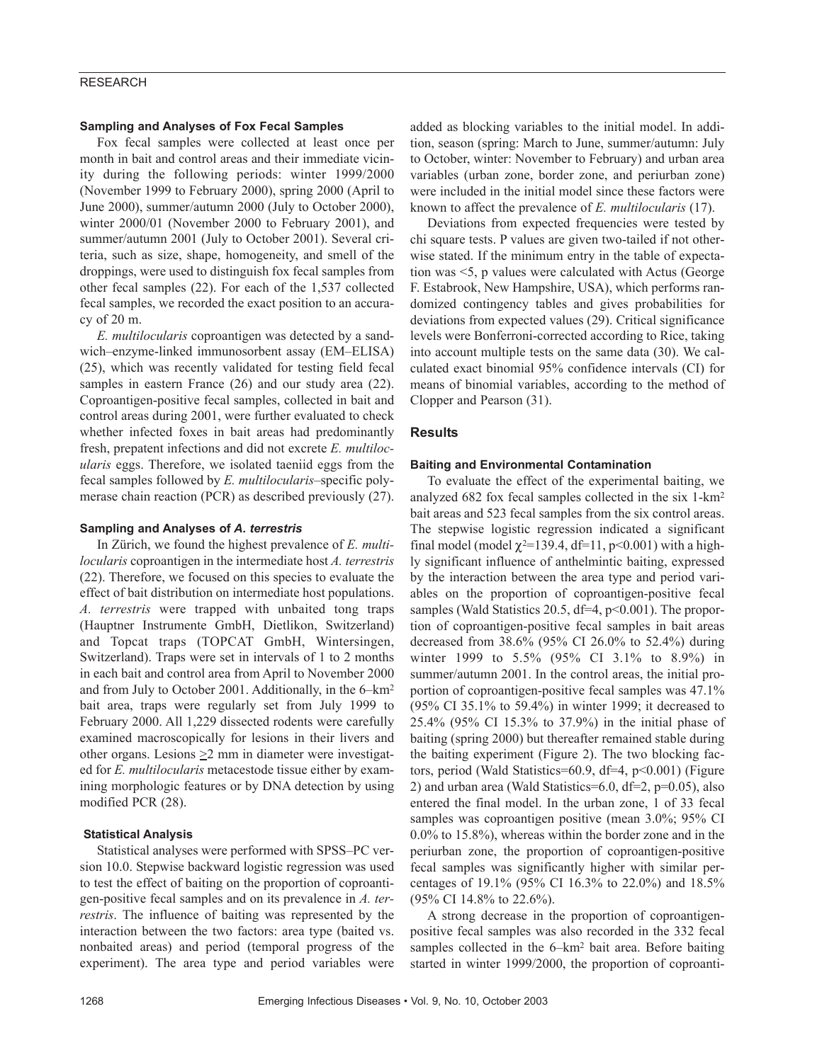### Sampling and Analyses of Fox Fecal Samples

Fox fecal samples were collected at least once per month in bait and control areas and their immediate vicinity during the following periods: winter 1999/2000 (November 1999 to February 2000), spring 2000 (April to June 2000), summer/autumn 2000 (July to October 2000), winter 2000/01 (November 2000 to February 2001), and summer/autumn 2001 (July to October 2001). Several criteria, such as size, shape, homogeneity, and smell of the droppings, were used to distinguish fox fecal samples from other fecal samples (22). For each of the 1,537 collected fecal samples, we recorded the exact position to an accuracy of 20 m.

*E. multilocularis* coproantigen was detected by a sandwich–enzyme-linked immunosorbent assay (EM–ELISA) (25), which was recently validated for testing field fecal samples in eastern France (26) and our study area (22). Coproantigen-positive fecal samples, collected in bait and control areas during 2001, were further evaluated to check whether infected foxes in bait areas had predominantly fresh, prepatent infections and did not excrete *E. multilocularis* eggs. Therefore, we isolated taeniid eggs from the fecal samples followed by *E. multilocularis*–specific polymerase chain reaction (PCR) as described previously (27).

### Sampling and Analyses of *A. terrestris*

In Zürich, we found the highest prevalence of *E. multilocularis* coproantigen in the intermediate host *A. terrestris* (22). Therefore, we focused on this species to evaluate the effect of bait distribution on intermediate host populations. *A. terrestris* were trapped with unbaited tong traps (Hauptner Instrumente GmbH, Dietlikon, Switzerland) and Topcat traps (TOPCAT GmbH, Wintersingen, Switzerland). Traps were set in intervals of 1 to 2 months in each bait and control area from April to November 2000 and from July to October 2001. Additionally, in the 6–km$^2$ bait area, traps were regularly set from July 1999 to February 2000. All 1,229 dissected rodents were carefully examined macroscopically for lesions in their livers and other organs. Lesions $\geq$2 mm in diameter were investigated for *E. multilocularis* metacestode tissue either by examining morphologic features or by DNA detection by using modified PCR (28).

### Statistical Analysis

Statistical analyses were performed with SPSS–PC version 10.0. Stepwise backward logistic regression was used to test the effect of baiting on the proportion of coproantigen-positive fecal samples and on its prevalence in *A. terrestris*. The influence of baiting was represented by the interaction between the two factors: area type (baited vs. nonbaited areas) and period (temporal progress of the experiment). The area type and period variables were added as blocking variables to the initial model. In addition, season (spring: March to June, summer/autumn: July to October, winter: November to February) and urban area variables (urban zone, border zone, and periurban zone) were included in the initial model since these factors were known to affect the prevalence of *E. multilocularis* (17).

Deviations from expected frequencies were tested by chi square tests. P values are given two-tailed if not otherwise stated. If the minimum entry in the table of expectation was <5, p values were calculated with Actus (George F. Estabrook, New Hampshire, USA), which performs randomized contingency tables and gives probabilities for deviations from expected values (29). Critical significance levels were Bonferroni-corrected according to Rice, taking into account multiple tests on the same data (30). We calculated exact binomial 95% confidence intervals (CI) for means of binomial variables, according to the method of Clopper and Pearson (31).

## Results

### Baiting and Environmental Contamination

To evaluate the effect of the experimental baiting, we analyzed 682 fox fecal samples collected in the six 1-km$^2$ bait areas and 523 fecal samples from the six control areas. The stepwise logistic regression indicated a significant final model (model $\chi^2$=139.4, df=11, p<0.001) with a highly significant influence of anthelmintic baiting, expressed by the interaction between the area type and period variables on the proportion of coproantigen-positive fecal samples (Wald Statistics 20.5, df=4, p<0.001). The proportion of coproantigen-positive fecal samples in bait areas decreased from 38.6% (95% CI 26.0% to 52.4%) during winter 1999 to 5.5% (95% CI 3.1% to 8.9%) in summer/autumn 2001. In the control areas, the initial proportion of coproantigen-positive fecal samples was 47.1% (95% CI 35.1% to 59.4%) in winter 1999; it decreased to 25.4% (95% CI 15.3% to 37.9%) in the initial phase of baiting (spring 2000) but thereafter remained stable during the baiting experiment (Figure 2). The two blocking factors, period (Wald Statistics=60.9, df=4, p<0.001) (Figure 2) and urban area (Wald Statistics=6.0, df=2, p=0.05), also entered the final model. In the urban zone, 1 of 33 fecal samples was coproantigen positive (mean 3.0%; 95% CI 0.0% to 15.8%), whereas within the border zone and in the periurban zone, the proportion of coproantigen-positive fecal samples was significantly higher with similar percentages of 19.1% (95% CI 16.3% to 22.0%) and 18.5% (95% CI 14.8% to 22.6%).

A strong decrease in the proportion of coproantigen-positive fecal samples was also recorded in the 332 fecal samples collected in the 6–km$^2$ bait area. Before baiting started in winter 1999/2000, the proportion of coproanti-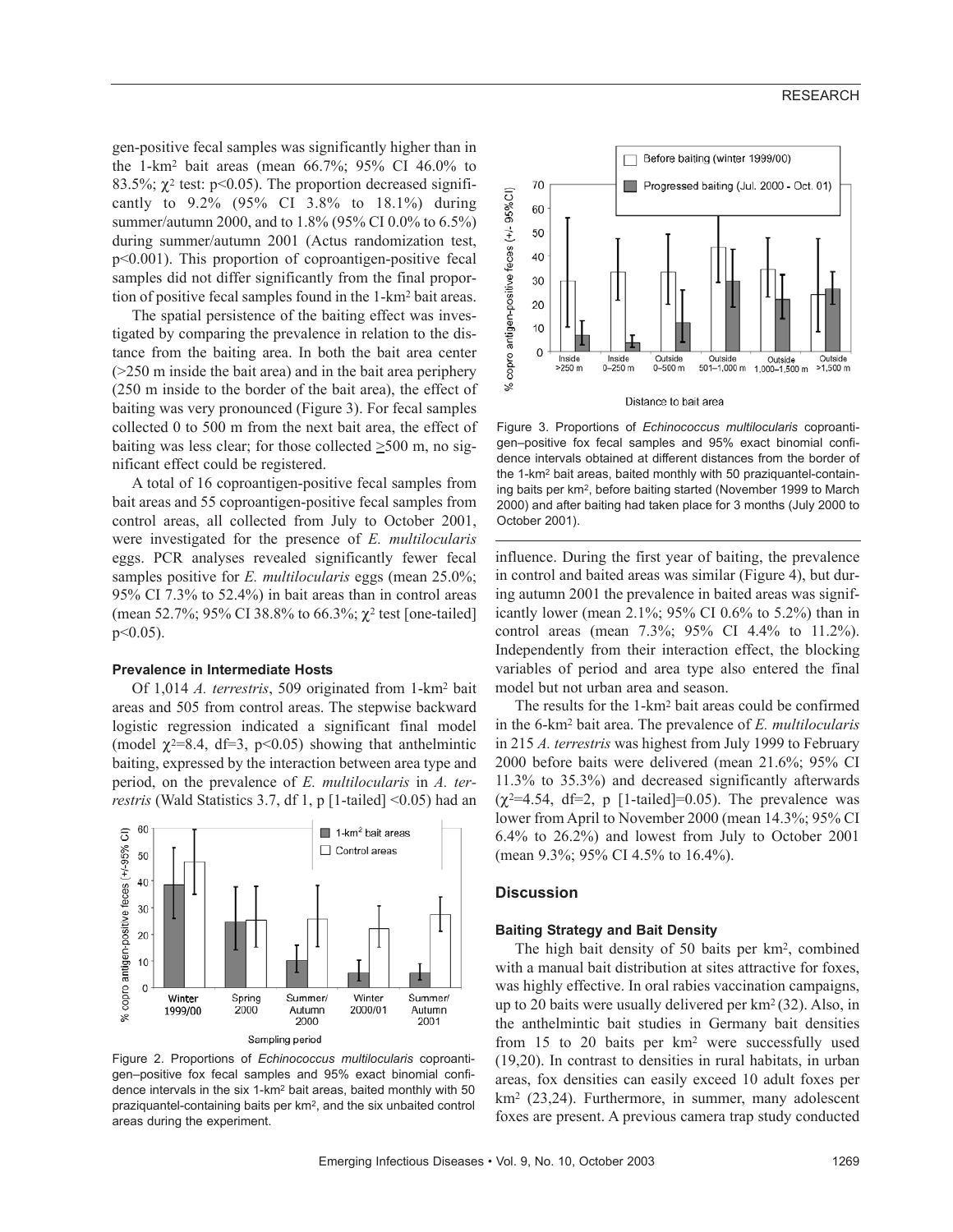gen-positive fecal samples was significantly higher than in the 1-km$^2$ bait areas (mean 66.7%; 95% CI 46.0% to 83.5%; $\chi^2$ test: $p<0.05$). The proportion decreased significantly to 9.2% (95% CI 3.8% to 18.1%) during summer/autumn 2000, and to 1.8% (95% CI 0.0% to 6.5%) during summer/autumn 2001 (Actus randomization test, $p<0.001$). This proportion of coproantigen-positive fecal samples did not differ significantly from the final proportion of positive fecal samples found in the 1-km$^2$ bait areas.

The spatial persistence of the baiting effect was investigated by comparing the prevalence in relation to the distance from the baiting area. In both the bait area center (>250 m inside the bait area) and in the bait area periphery (250 m inside to the border of the bait area), the effect of baiting was very pronounced (Figure 3). For fecal samples collected 0 to 500 m from the next bait area, the effect of baiting was less clear; for those collected $\geq$500 m, no significant effect could be registered.

A total of 16 coproantigen-positive fecal samples from bait areas and 55 coproantigen-positive fecal samples from control areas, all collected from July to October 2001, were investigated for the presence of *E. multilocularis* eggs. PCR analyses revealed significantly fewer fecal samples positive for *E. multilocularis* eggs (mean 25.0%; 95% CI 7.3% to 52.4%) in bait areas than in control areas (mean 52.7%; 95% CI 38.8% to 66.3%; $\chi^2$ test [one-tailed] $p<0.05$).

#### Prevalence in Intermediate Hosts

Of 1,014 *A. terrestris*, 509 originated from 1-km$^2$ bait areas and 505 from control areas. The stepwise backward logistic regression indicated a significant final model (model $\chi^2$=8.4, df=3, $p<0.05$) showing that anthelmintic baiting, expressed by the interaction between area type and period, on the prevalence of *E. multilocularis* in *A. terrestris* (Wald Statistics 3.7, df 1, p [1-tailed] <0.05) had an influence. During the first year of baiting, the prevalence in control and baited areas was similar (Figure 4), but during autumn 2001 the prevalence in baited areas was significantly lower (mean 2.1%; 95% CI 0.6% to 5.2%) than in control areas (mean 7.3%; 95% CI 4.4% to 11.2%). Independently from their interaction effect, the blocking variables of period and area type also entered the final model but not urban area and season.

Figure 2. Proportions of *Echinococcus multilocularis* coproantigen–positive fox fecal samples and 95% exact binomial confidence intervals in the six 1-km$^2$ bait areas, baited monthly with 50 praziquantel-containing baits per km$^2$, and the six unbaited control areas during the experiment.

Figure 3. Proportions of *Echinococcus multilocularis* coproantigen–positive fox fecal samples and 95% exact binomial confidence intervals obtained at different distances from the border of the 1-km$^2$ bait areas, baited monthly with 50 praziquantel-containing baits per km$^2$, before baiting started (November 1999 to March 2000) and after baiting had taken place for 3 months (July 2000 to October 2001).

The results for the 1-km$^2$ bait areas could be confirmed in the 6-km$^2$ bait area. The prevalence of *E. multilocularis* in 215 *A. terrestris* was highest from July 1999 to February 2000 before baits were delivered (mean 21.6%; 95% CI 11.3% to 35.3%) and decreased significantly afterwards ($\chi^2$=4.54, df=2, p [1-tailed]=0.05). The prevalence was lower from April to November 2000 (mean 14.3%; 95% CI 6.4% to 26.2%) and lowest from July to October 2001 (mean 9.3%; 95% CI 4.5% to 16.4%).

## Discussion

#### Baiting Strategy and Bait Density

The high bait density of 50 baits per km$^2$, combined with a manual bait distribution at sites attractive for foxes, was highly effective. In oral rabies vaccination campaigns, up to 20 baits were usually delivered per km$^2$ (32). Also, in the anthelmintic bait studies in Germany bait densities from 15 to 20 baits per km$^2$ were successfully used (19,20). In contrast to densities in rural habitats, in urban areas, fox densities can easily exceed 10 adult foxes per km$^2$ (23,24). Furthermore, in summer, many adolescent foxes are present. A previous camera trap study conducted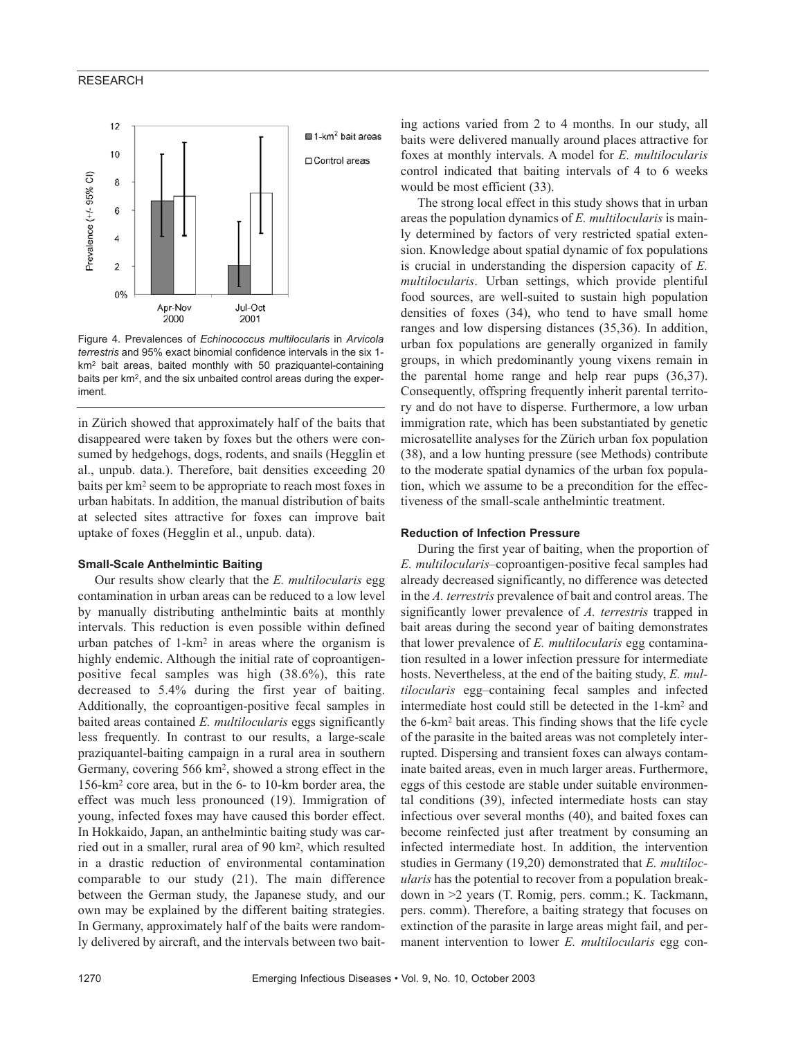Figure 4. Prevalences of *Echinococcus multilocularis* in *Arvicola terrestris* and 95% exact binomial confidence intervals in the six 1-km² bait areas, baited monthly with 50 praziquantel-containing baits per km², and the six unbaited control areas during the experiment.

in Zürich showed that approximately half of the baits that disappeared were taken by foxes but the others were consumed by hedgehogs, dogs, rodents, and snails (Hegglin et al., unpub. data.). Therefore, bait densities exceeding 20 baits per km² seem to be appropriate to reach most foxes in urban habitats. In addition, the manual distribution of baits at selected sites attractive for foxes can improve bait uptake of foxes (Hegglin et al., unpub. data).

#### Small-Scale Anthelmintic Baiting

Our results show clearly that the *E. multilocularis* egg contamination in urban areas can be reduced to a low level by manually distributing anthelmintic baits at monthly intervals. This reduction is even possible within defined urban patches of 1-km² in areas where the organism is highly endemic. Although the initial rate of coproantigen-positive fecal samples was high (38.6%), this rate decreased to 5.4% during the first year of baiting. Additionally, the coproantigen-positive fecal samples in baited areas contained *E. multilocularis* eggs significantly less frequently. In contrast to our results, a large-scale praziquantel-baiting campaign in a rural area in southern Germany, covering 566 km², showed a strong effect in the 156-km² core area, but in the 6- to 10-km border area, the effect was much less pronounced (19). Immigration of young, infected foxes may have caused this border effect. In Hokkaido, Japan, an anthelmintic baiting study was carried out in a smaller, rural area of 90 km², which resulted in a drastic reduction of environmental contamination comparable to our study (21). The main difference between the German study, the Japanese study, and our own may be explained by the different baiting strategies. In Germany, approximately half of the baits were randomly delivered by aircraft, and the intervals between two baiting actions varied from 2 to 4 months. In our study, all baits were delivered manually around places attractive for foxes at monthly intervals. A model for *E. multilocularis* control indicated that baiting intervals of 4 to 6 weeks would be most efficient (33).

The strong local effect in this study shows that in urban areas the population dynamics of *E. multilocularis* is mainly determined by factors of very restricted spatial extension. Knowledge about spatial dynamic of fox populations is crucial in understanding the dispersion capacity of *E. multilocularis*. Urban settings, which provide plentiful food sources, are well-suited to sustain high population densities of foxes (34), who tend to have small home ranges and low dispersing distances (35,36). In addition, urban fox populations are generally organized in family groups, in which predominantly young vixens remain in the parental home range and help rear pups (36,37). Consequently, offspring frequently inherit parental territory and do not have to disperse. Furthermore, a low urban immigration rate, which has been substantiated by genetic microsatellite analyses for the Zürich urban fox population (38), and a low hunting pressure (see Methods) contribute to the moderate spatial dynamics of the urban fox population, which we assume to be a precondition for the effectiveness of the small-scale anthelmintic treatment.

#### Reduction of Infection Pressure

During the first year of baiting, when the proportion of *E. multilocularis*–coproantigen-positive fecal samples had already decreased significantly, no difference was detected in the *A. terrestris* prevalence of bait and control areas. The significantly lower prevalence of *A. terrestris* trapped in bait areas during the second year of baiting demonstrates that lower prevalence of *E. multilocularis* egg contamination resulted in a lower infection pressure for intermediate hosts. Nevertheless, at the end of the baiting study, *E. multilocularis* egg–containing fecal samples and infected intermediate host could still be detected in the 1-km² and the 6-km² bait areas. This finding shows that the life cycle of the parasite in the baited areas was not completely interrupted. Dispersing and transient foxes can always contaminate baited areas, even in much larger areas. Furthermore, eggs of this cestode are stable under suitable environmental conditions (39), infected intermediate hosts can stay infectious over several months (40), and baited foxes can become reinfected just after treatment by consuming an infected intermediate host. In addition, the intervention studies in Germany (19,20) demonstrated that *E. multilocularis* has the potential to recover from a population breakdown in >2 years (T. Romig, pers. comm.; K. Tackmann, pers. comm). Therefore, a baiting strategy that focuses on extinction of the parasite in large areas might fail, and permanent intervention to lower *E. multilocularis* egg con-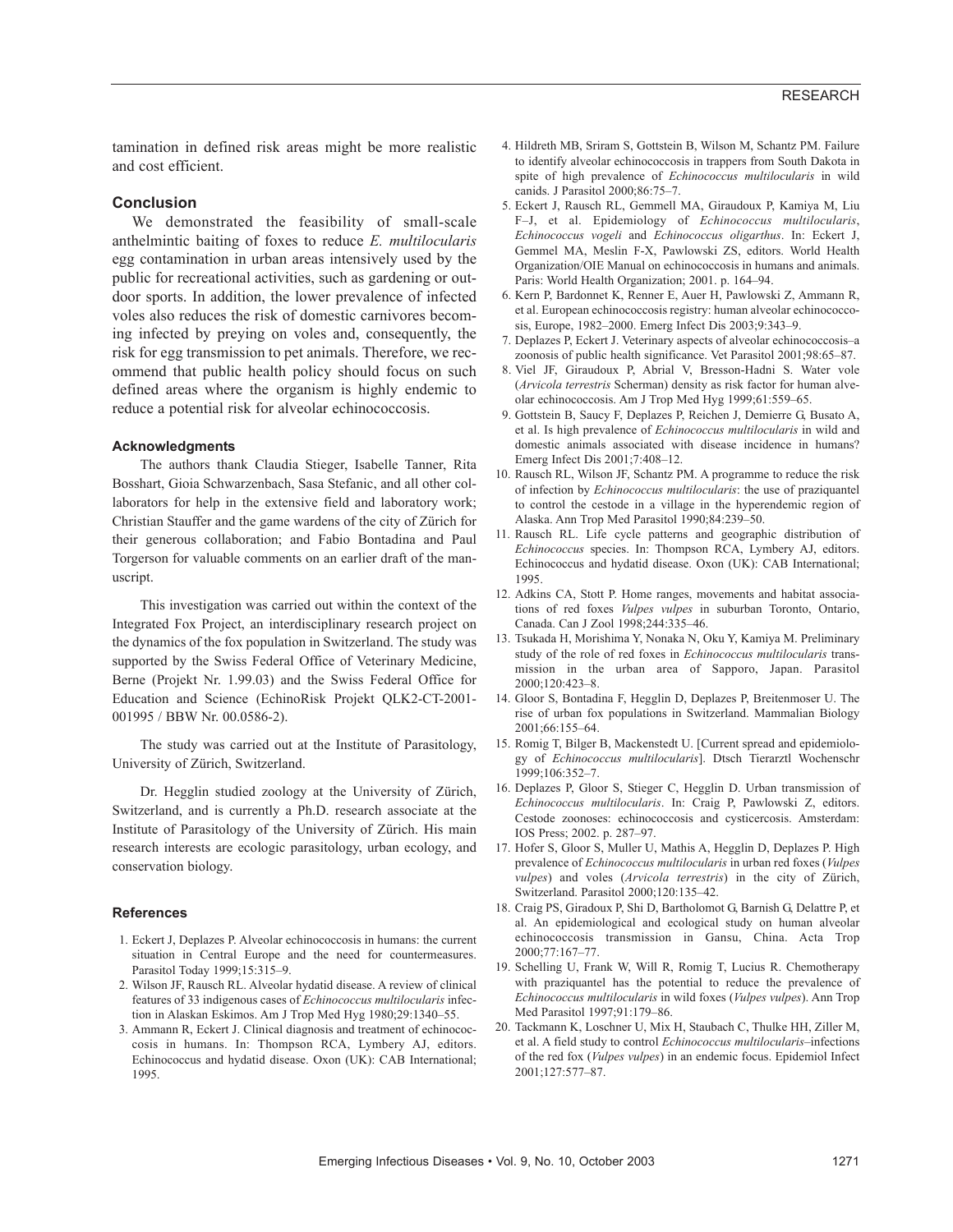tamination in defined risk areas might be more realistic and cost efficient.

## Conclusion

We demonstrated the feasibility of small-scale anthelmintic baiting of foxes to reduce *E. multilocularis* egg contamination in urban areas intensively used by the public for recreational activities, such as gardening or outdoor sports. In addition, the lower prevalence of infected voles also reduces the risk of domestic carnivores becoming infected by preying on voles and, consequently, the risk for egg transmission to pet animals. Therefore, we recommend that public health policy should focus on such defined areas where the organism is highly endemic to reduce a potential risk for alveolar echinococcosis.

### Acknowledgments

The authors thank Claudia Stieger, Isabelle Tanner, Rita Bosshart, Gioia Schwarzenbach, Sasa Stefanic, and all other collaborators for help in the extensive field and laboratory work; Christian Stauffer and the game wardens of the city of Zürich for their generous collaboration; and Fabio Bontadina and Paul Torgerson for valuable comments on an earlier draft of the manuscript.

This investigation was carried out within the context of the Integrated Fox Project, an interdisciplinary research project on the dynamics of the fox population in Switzerland. The study was supported by the Swiss Federal Office of Veterinary Medicine, Berne (Projekt Nr. 1.99.03) and the Swiss Federal Office for Education and Science (EchinoRisk Projekt QLK2-CT-2001-001995 / BBW Nr. 00.0586-2).

The study was carried out at the Institute of Parasitology, University of Zürich, Switzerland.

Dr. Hegglin studied zoology at the University of Zürich, Switzerland, and is currently a Ph.D. research associate at the Institute of Parasitology of the University of Zürich. His main research interests are ecologic parasitology, urban ecology, and conservation biology.

### References

1. Eckert J, Deplazes P. Alveolar echinococcosis in humans: the current situation in Central Europe and the need for countermeasures. Parasitol Today 1999;15:315–9.
2. Wilson JF, Rausch RL. Alveolar hydatid disease. A review of clinical features of 33 indigenous cases of *Echinococcus multilocularis* infection in Alaskan Eskimos. Am J Trop Med Hyg 1980;29:1340–55.
3. Ammann R, Eckert J. Clinical diagnosis and treatment of echinococcosis in humans. In: Thompson RCA, Lymbery AJ, editors. Echinococcus and hydatid disease. Oxon (UK): CAB International; 1995.
4. Hildreth MB, Sriram S, Gottstein B, Wilson M, Schantz PM. Failure to identify alveolar echinococcosis in trappers from South Dakota in spite of high prevalence of *Echinococcus multilocularis* in wild canids. J Parasitol 2000;86:75–7.
5. Eckert J, Rausch RL, Gemmell MA, Giraudoux P, Kamiya M, Liu F–J, et al. Epidemiology of *Echinococcus multilocularis*, *Echinococcus vogeli* and *Echinococcus oligarthus*. In: Eckert J, Gemmel MA, Meslin F-X, Pawlowski ZS, editors. World Health Organization/OIE Manual on echinococcosis in humans and animals. Paris: World Health Organization; 2001. p. 164–94.
6. Kern P, Bardonnet K, Renner E, Auer H, Pawlowski Z, Ammann R, et al. European echinococcosis registry: human alveolar echinococcosis, Europe, 1982–2000. Emerg Infect Dis 2003;9:343–9.
7. Deplazes P, Eckert J. Veterinary aspects of alveolar echinococcosis–a zoonosis of public health significance. Vet Parasitol 2001;98:65–87.
8. Viel JF, Giraudoux P, Abrial V, Bresson-Hadni S. Water vole (*Arvicola terrestris* Scherman) density as risk factor for human alveolar echinococcosis. Am J Trop Med Hyg 1999;61:559–65.
9. Gottstein B, Saucy F, Deplazes P, Reichen J, Demierre G, Busato A, et al. Is high prevalence of *Echinococcus multilocularis* in wild and domestic animals associated with disease incidence in humans? Emerg Infect Dis 2001;7:408–12.
10. Rausch RL, Wilson JF, Schantz PM. A programme to reduce the risk of infection by *Echinococcus multilocularis*: the use of praziquantel to control the cestode in a village in the hyperendemic region of Alaska. Ann Trop Med Parasitol 1990;84:239–50.
11. Rausch RL. Life cycle patterns and geographic distribution of *Echinococcus* species. In: Thompson RCA, Lymbery AJ, editors. Echinococcus and hydatid disease. Oxon (UK): CAB International; 1995.
12. Adkins CA, Stott P. Home ranges, movements and habitat associations of red foxes *Vulpes vulpes* in suburban Toronto, Ontario, Canada. Can J Zool 1998;244:335–46.
13. Tsukada H, Morishima Y, Nonaka N, Oku Y, Kamiya M. Preliminary study of the role of red foxes in *Echinococcus multilocularis* transmission in the urban area of Sapporo, Japan. Parasitol 2000;120:423–8.
14. Gloor S, Bontadina F, Hegglin D, Deplazes P, Breitenmoser U. The rise of urban fox populations in Switzerland. Mammalian Biology 2001;66:155–64.
15. Romig T, Bilger B, Mackenstedt U. [Current spread and epidemiology of *Echinococcus multilocularis*]. Dtsch Tierarztl Wochenschr 1999;106:352–7.
16. Deplazes P, Gloor S, Stieger C, Hegglin D. Urban transmission of *Echinococcus multilocularis*. In: Craig P, Pawlowski Z, editors. Cestode zoonoses: echinococcosis and cysticercosis. Amsterdam: IOS Press; 2002. p. 287–97.
17. Hofer S, Gloor S, Muller U, Mathis A, Hegglin D, Deplazes P. High prevalence of *Echinococcus multilocularis* in urban red foxes (*Vulpes vulpes*) and voles (*Arvicola terrestris*) in the city of Zürich, Switzerland. Parasitol 2000;120:135–42.
18. Craig PS, Giradoux P, Shi D, Bartholomot G, Barnish G, Delattre P, et al. An epidemiological and ecological study on human alveolar echinococcosis transmission in Gansu, China. Acta Trop 2000;77:167–77.
19. Schelling U, Frank W, Will R, Romig T, Lucius R. Chemotherapy with praziquantel has the potential to reduce the prevalence of *Echinococcus multilocularis* in wild foxes (*Vulpes vulpes*). Ann Trop Med Parasitol 1997;91:179–86.
20. Tackmann K, Loschner U, Mix H, Staubach C, Thulke HH, Ziller M, et al. A field study to control *Echinococcus multilocularis*–infections of the red fox (*Vulpes vulpes*) in an endemic focus. Epidemiol Infect 2001;127:577–87.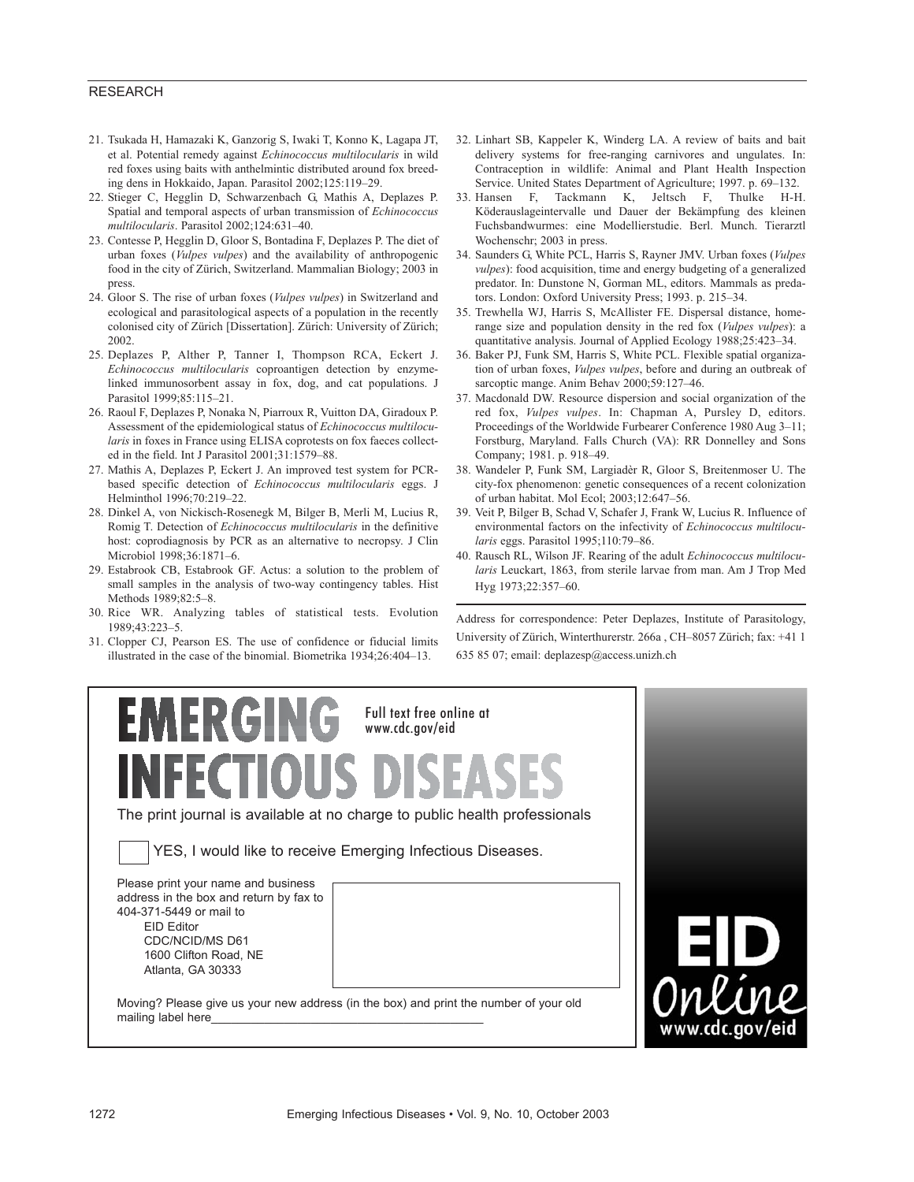21. Tsukada H, Hamazaki K, Ganzorig S, Iwaki T, Konno K, Lagapa JT, et al. Potential remedy against *Echinococcus multilocularis* in wild red foxes using baits with anthelmintic distributed around fox breeding dens in Hokkaido, Japan. Parasitol 2002;125:119–29.
22. Stieger C, Hegglin D, Schwarzenbach G, Mathis A, Deplazes P. Spatial and temporal aspects of urban transmission of *Echinococcus multilocularis*. Parasitol 2002;124:631–40.
23. Contesse P, Hegglin D, Gloor S, Bontadina F, Deplazes P. The diet of urban foxes (*Vulpes vulpes*) and the availability of anthropogenic food in the city of Zürich, Switzerland. Mammalian Biology; 2003 in press.
24. Gloor S. The rise of urban foxes (*Vulpes vulpes*) in Switzerland and ecological and parasitological aspects of a population in the recently colonised city of Zürich [Dissertation]. Zürich: University of Zürich; 2002.
25. Deplazes P, Alther P, Tanner I, Thompson RCA, Eckert J. *Echinococcus multilocularis* coproantigen detection by enzyme-linked immunosorbent assay in fox, dog, and cat populations. J Parasitol 1999;85:115–21.
26. Raoul F, Deplazes P, Nonaka N, Piarroux R, Vuitton DA, Giradoux P. Assessment of the epidemiological status of *Echinococcus multilocularis* in foxes in France using ELISA coprotests on fox faeces collected in the field. Int J Parasitol 2001;31:1579–88.
27. Mathis A, Deplazes P, Eckert J. An improved test system for PCR-based specific detection of *Echinococcus multilocularis* eggs. J Helminthol 1996;70:219–22.
28. Dinkel A, von Nickisch-Rosenegk M, Bilger B, Merli M, Lucius R, Romig T. Detection of *Echinococcus multilocularis* in the definitive host: coprodiagnosis by PCR as an alternative to necropsy. J Clin Microbiol 1998;36:1871–6.
29. Estabrook CB, Estabrook GF. Actus: a solution to the problem of small samples in the analysis of two-way contingency tables. Hist Methods 1989;82:5–8.
30. Rice WR. Analyzing tables of statistical tests. Evolution 1989;43:223–5.
31. Clopper CJ, Pearson ES. The use of confidence or fiducial limits illustrated in the case of the binomial. Biometrika 1934;26:404–13.
32. Linhart SB, Kappeler K, Winderg LA. A review of baits and bait delivery systems for free-ranging carnivores and ungulates. In: Contraception in wildlife: Animal and Plant Health Inspection Service. United States Department of Agriculture; 1997. p. 69–132.
33. Hansen F, Tackmann K, Jeltsch F, Thulke H-H. Köderauslageintervalle und Dauer der Bekämpfung des kleinen Fuchsbandwurmes: eine Modellierstudie. Berl. Munch. Tierarztl Wochenschr; 2003 in press.
34. Saunders G, White PCL, Harris S, Rayner JMV. Urban foxes (*Vulpes vulpes*): food acquisition, time and energy budgeting of a generalized predator. In: Dunstone N, Gorman ML, editors. Mammals as predators. London: Oxford University Press; 1993. p. 215–34.
35. Trewhella WJ, Harris S, McAllister FE. Dispersal distance, home-range size and population density in the red fox (*Vulpes vulpes*): a quantitative analysis. Journal of Applied Ecology 1988;25:423–34.
36. Baker PJ, Funk SM, Harris S, White PCL. Flexible spatial organization of urban foxes, *Vulpes vulpes*, before and during an outbreak of sarcoptic mange. Anim Behav 2000;59:127–46.
37. Macdonald DW. Resource dispersion and social organization of the red fox, *Vulpes vulpes*. In: Chapman A, Pursley D, editors. Proceedings of the Worldwide Furbearer Conference 1980 Aug 3–11; Forstburg, Maryland. Falls Church (VA): RR Donnelley and Sons Company; 1981. p. 918–49.
38. Wandeler P, Funk SM, Largiadèr R, Gloor S, Breitenmoser U. The city-fox phenomenon: genetic consequences of a recent colonization of urban habitat. Mol Ecol; 2003;12:647–56.
39. Veit P, Bilger B, Schad V, Schafer J, Frank W, Lucius R. Influence of environmental factors on the infectivity of *Echinococcus multilocularis* eggs. Parasitol 1995;110:79–86.
40. Rausch RL, Wilson JF. Rearing of the adult *Echinococcus multilocularis* Leuckart, 1863, from sterile larvae from man. Am J Trop Med Hyg 1973;22:357–60.

Address for correspondence: Peter Deplazes, Institute of Parasitology, University of Zürich, Winterthurerstr. 266a , CH–8057 Zürich; fax: +41 1 635 85 07; email: deplazesp@access.unizh.ch

EMERGING INFECTIOUS DISEASES

Full text free online at www.cdc.gov/eid

The print journal is available at no charge to public health professionals

☐ YES, I would like to receive Emerging Infectious Diseases.

Please print your name and business address in the box and return by fax to 404-371-5449 or mail to
EID Editor
CDC/NCID/MS D61
1600 Clifton Road, NE
Atlanta, GA 30333

Moving? Please give us your new address (in the box) and print the number of your old mailing label here_______________________________________

EID Online
www.cdc.gov/eid